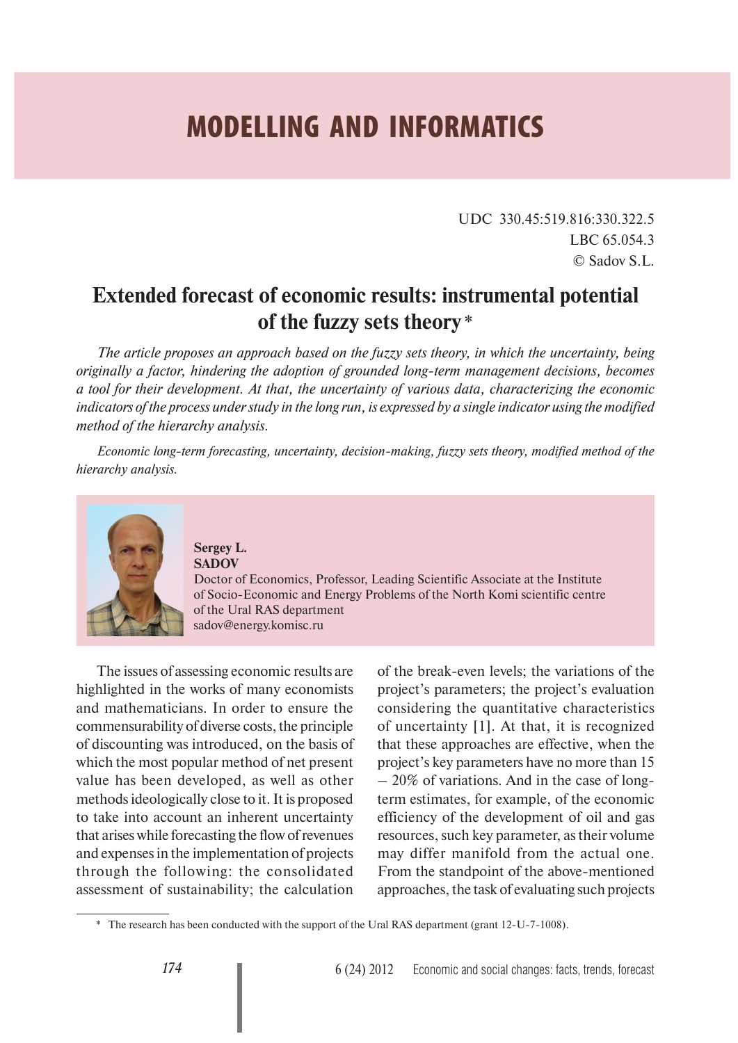# MODELLING AND INFORMATICS

UDC 330.45:519.816:330.322.5
LBC 65.054.3
© Sadov S.L.

## Extended forecast of economic results: instrumental potential of the fuzzy sets theory *

*The article proposes an approach based on the fuzzy sets theory, in which the uncertainty, being originally a factor, hindering the adoption of grounded long-term management decisions, becomes a tool for their development. At that, the uncertainty of various data, characterizing the economic indicators of the process under study in the long run, is expressed by a single indicator using the modified method of the hierarchy analysis.*

*Economic long-term forecasting, uncertainty, decision-making, fuzzy sets theory, modified method of the hierarchy analysis.*

**Sergey L. SADOV**
Doctor of Economics, Professor, Leading Scientific Associate at the Institute of Socio-Economic and Energy Problems of the North Komi scientific centre of the Ural RAS department
sadov@energy.komisc.ru

The issues of assessing economic results are highlighted in the works of many economists and mathematicians. In order to ensure the commensurability of diverse costs, the principle of discounting was introduced, on the basis of which the most popular method of net present value has been developed, as well as other methods ideologically close to it. It is proposed to take into account an inherent uncertainty that arises while forecasting the flow of revenues and expenses in the implementation of projects through the following: the consolidated assessment of sustainability; the calculation of the break-even levels; the variations of the project's parameters; the project's evaluation considering the quantitative characteristics of uncertainty [1]. At that, it is recognized that these approaches are effective, when the project's key parameters have no more than 15 – 20% of variations. And in the case of long-term estimates, for example, of the economic efficiency of the development of oil and gas resources, such key parameter, as their volume may differ manifold from the actual one. From the standpoint of the above-mentioned approaches, the task of evaluating such projects

* The research has been conducted with the support of the Ural RAS department (grant 12-U-7-1008).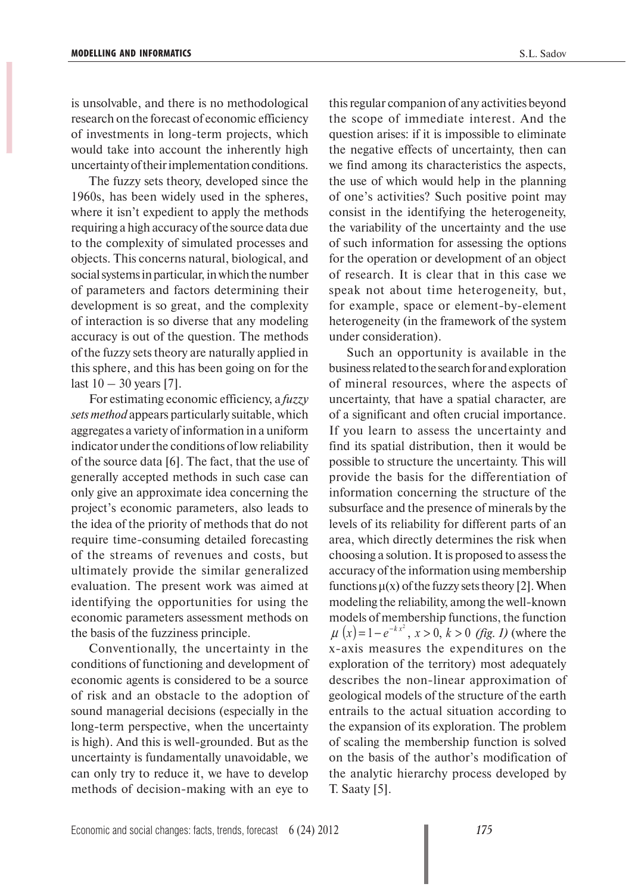is unsolvable, and there is no methodological research on the forecast of economic efficiency of investments in long-term projects, which would take into account the inherently high uncertainty of their implementation conditions.

The fuzzy sets theory, developed since the 1960s, has been widely used in the spheres, where it isn't expedient to apply the methods requiring a high accuracy of the source data due to the complexity of simulated processes and objects. This concerns natural, biological, and social systems in particular, in which the number of parameters and factors determining their development is so great, and the complexity of interaction is so diverse that any modeling accuracy is out of the question. The methods of the fuzzy sets theory are naturally applied in this sphere, and this has been going on for the last 10 – 30 years [7].

For estimating economic efficiency, a *fuzzy sets method* appears particularly suitable, which aggregates a variety of information in a uniform indicator under the conditions of low reliability of the source data [6]. The fact, that the use of generally accepted methods in such case can only give an approximate idea concerning the project's economic parameters, also leads to the idea of the priority of methods that do not require time-consuming detailed forecasting of the streams of revenues and costs, but ultimately provide the similar generalized evaluation. The present work was aimed at identifying the opportunities for using the economic parameters assessment methods on the basis of the fuzziness principle.

Conventionally, the uncertainty in the conditions of functioning and development of economic agents is considered to be a source of risk and an obstacle to the adoption of sound managerial decisions (especially in the long-term perspective, when the uncertainty is high). And this is well-grounded. But as the uncertainty is fundamentally unavoidable, we can only try to reduce it, we have to develop methods of decision-making with an eye to this regular companion of any activities beyond the scope of immediate interest. And the question arises: if it is impossible to eliminate the negative effects of uncertainty, then can we find among its characteristics the aspects, the use of which would help in the planning of one's activities? Such positive point may consist in the identifying the heterogeneity, the variability of the uncertainty and the use of such information for assessing the options for the operation or development of an object of research. It is clear that in this case we speak not about time heterogeneity, but, for example, space or element-by-element heterogeneity (in the framework of the system under consideration).

Such an opportunity is available in the business related to the search for and exploration of mineral resources, where the aspects of uncertainty, that have a spatial character, are of a significant and often crucial importance. If you learn to assess the uncertainty and find its spatial distribution, then it would be possible to structure the uncertainty. This will provide the basis for the differentiation of information concerning the structure of the subsurface and the presence of minerals by the levels of its reliability for different parts of an area, which directly determines the risk when choosing a solution. It is proposed to assess the accuracy of the information using membership functions μ(x) of the fuzzy sets theory [2]. When modeling the reliability, among the well-known models of membership functions, the function $\mu(x) = 1 - e^{-kx^2}$, $x > 0$, $k > 0$ *(fig. 1)* (where the x-axis measures the expenditures on the exploration of the territory) most adequately describes the non-linear approximation of geological models of the structure of the earth entrails to the actual situation according to the expansion of its exploration. The problem of scaling the membership function is solved on the basis of the author's modification of the analytic hierarchy process developed by T. Saaty [5].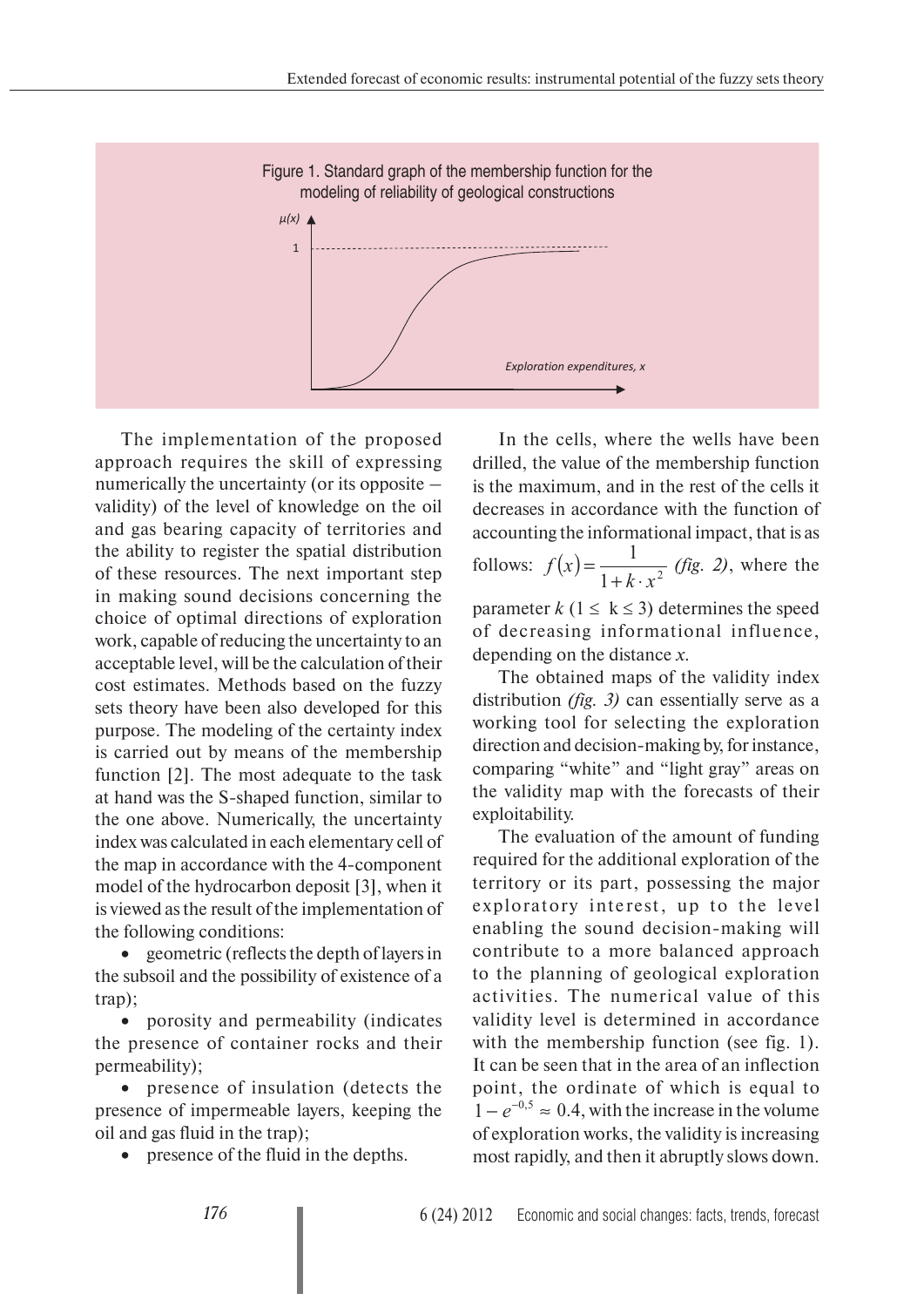Figure 1. Standard graph of the membership function for the modeling of reliability of geological constructions

The implementation of the proposed approach requires the skill of expressing numerically the uncertainty (or its opposite – validity) of the level of knowledge on the oil and gas bearing capacity of territories and the ability to register the spatial distribution of these resources. The next important step in making sound decisions concerning the choice of optimal directions of exploration work, capable of reducing the uncertainty to an acceptable level, will be the calculation of their cost estimates. Methods based on the fuzzy sets theory have been also developed for this purpose. The modeling of the certainty index is carried out by means of the membership function [2]. The most adequate to the task at hand was the S-shaped function, similar to the one above. Numerically, the uncertainty index was calculated in each elementary cell of the map in accordance with the 4-component model of the hydrocarbon deposit [3], when it is viewed as the result of the implementation of the following conditions:

- geometric (reflects the depth of layers in the subsoil and the possibility of existence of a trap);
- porosity and permeability (indicates the presence of container rocks and their permeability);
- presence of insulation (detects the presence of impermeable layers, keeping the oil and gas fluid in the trap);
- presence of the fluid in the depths.

In the cells, where the wells have been drilled, the value of the membership function is the maximum, and in the rest of the cells it decreases in accordance with the function of accounting the informational impact, that is as follows: $f(x) = \dfrac{1}{1 + k \cdot x^2}$ *(fig. 2)*, where the parameter $k$ ($1 \leq k \leq 3$) determines the speed of decreasing informational influence, depending on the distance $x$.

The obtained maps of the validity index distribution *(fig. 3)* can essentially serve as a working tool for selecting the exploration direction and decision-making by, for instance, comparing "white" and "light gray" areas on the validity map with the forecasts of their exploitability.

The evaluation of the amount of funding required for the additional exploration of the territory or its part, possessing the major exploratory interest, up to the level enabling the sound decision-making will contribute to a more balanced approach to the planning of geological exploration activities. The numerical value of this validity level is determined in accordance with the membership function (see fig. 1). It can be seen that in the area of an inflection point, the ordinate of which is equal to $1 - e^{-0,5} \approx 0.4$, with the increase in the volume of exploration works, the validity is increasing most rapidly, and then it abruptly slows down.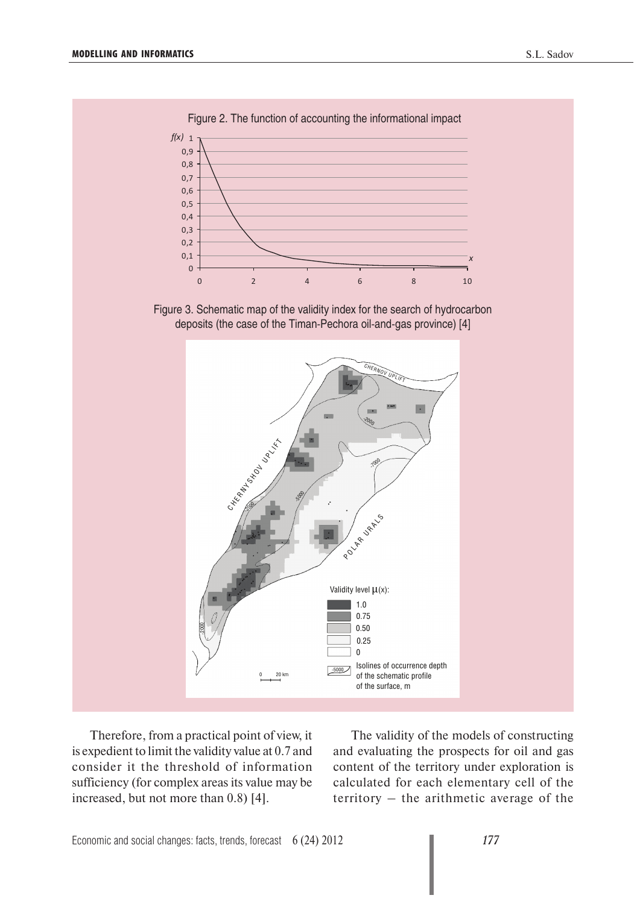Figure 2. The function of accounting the informational impact

Figure 3. Schematic map of the validity index for the search of hydrocarbon deposits (the case of the Timan-Pechora oil-and-gas province) [4]

Therefore, from a practical point of view, it is expedient to limit the validity value at 0.7 and consider it the threshold of information sufficiency (for complex areas its value may be increased, but not more than 0.8) [4].

The validity of the models of constructing and evaluating the prospects for oil and gas content of the territory under exploration is calculated for each elementary cell of the territory – the arithmetic average of the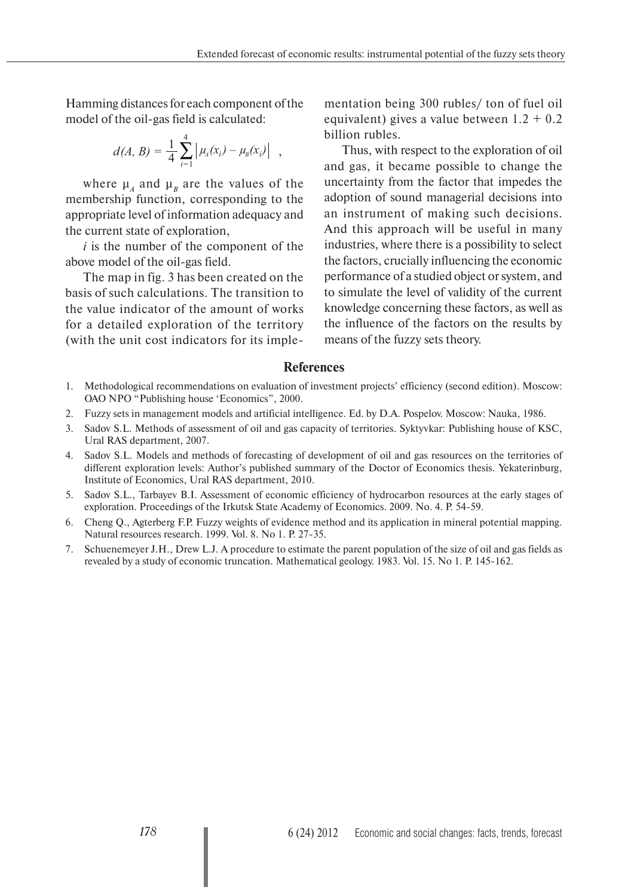Hamming distances for each component of the model of the oil-gas field is calculated:

$$d(A, B) = \frac{1}{4}\sum_{i=1}^{4}\left|\mu_A(x_i) - \mu_B(x_i)\right| \quad ,$$

where $\mu_A$ and $\mu_B$ are the values of the membership function, corresponding to the appropriate level of information adequacy and the current state of exploration,

*i* is the number of the component of the above model of the oil-gas field.

The map in fig. 3 has been created on the basis of such calculations. The transition to the value indicator of the amount of works for a detailed exploration of the territory (with the unit cost indicators for its implementation being 300 rubles/ ton of fuel oil equivalent) gives a value between 1.2 + 0.2 billion rubles.

Thus, with respect to the exploration of oil and gas, it became possible to change the uncertainty from the factor that impedes the adoption of sound managerial decisions into an instrument of making such decisions. And this approach will be useful in many industries, where there is a possibility to select the factors, crucially influencing the economic performance of a studied object or system, and to simulate the level of validity of the current knowledge concerning these factors, as well as the influence of the factors on the results by means of the fuzzy sets theory.

## References

1. Methodological recommendations on evaluation of investment projects' efficiency (second edition). Moscow: OAO NPO "Publishing house 'Economics'", 2000.
2. Fuzzy sets in management models and artificial intelligence. Ed. by D.A. Pospelov. Moscow: Nauka, 1986.
3. Sadov S.L. Methods of assessment of oil and gas capacity of territories. Syktyvkar: Publishing house of KSC, Ural RAS department, 2007.
4. Sadov S.L. Models and methods of forecasting of development of oil and gas resources on the territories of different exploration levels: Author's published summary of the Doctor of Economics thesis. Yekaterinburg, Institute of Economics, Ural RAS department, 2010.
5. Sadov S.L., Tarbayev B.I. Assessment of economic efficiency of hydrocarbon resources at the early stages of exploration. Proceedings of the Irkutsk State Academy of Economics. 2009. No. 4. P. 54-59.
6. Cheng Q., Agterberg F.P. Fuzzy weights of evidence method and its application in mineral potential mapping. Natural resources research. 1999. Vol. 8. No 1. P. 27-35.
7. Schuenemeyer J.H., Drew L.J. A procedure to estimate the parent population of the size of oil and gas fields as revealed by a study of economic truncation. Mathematical geology. 1983. Vol. 15. No 1. P. 145-162.